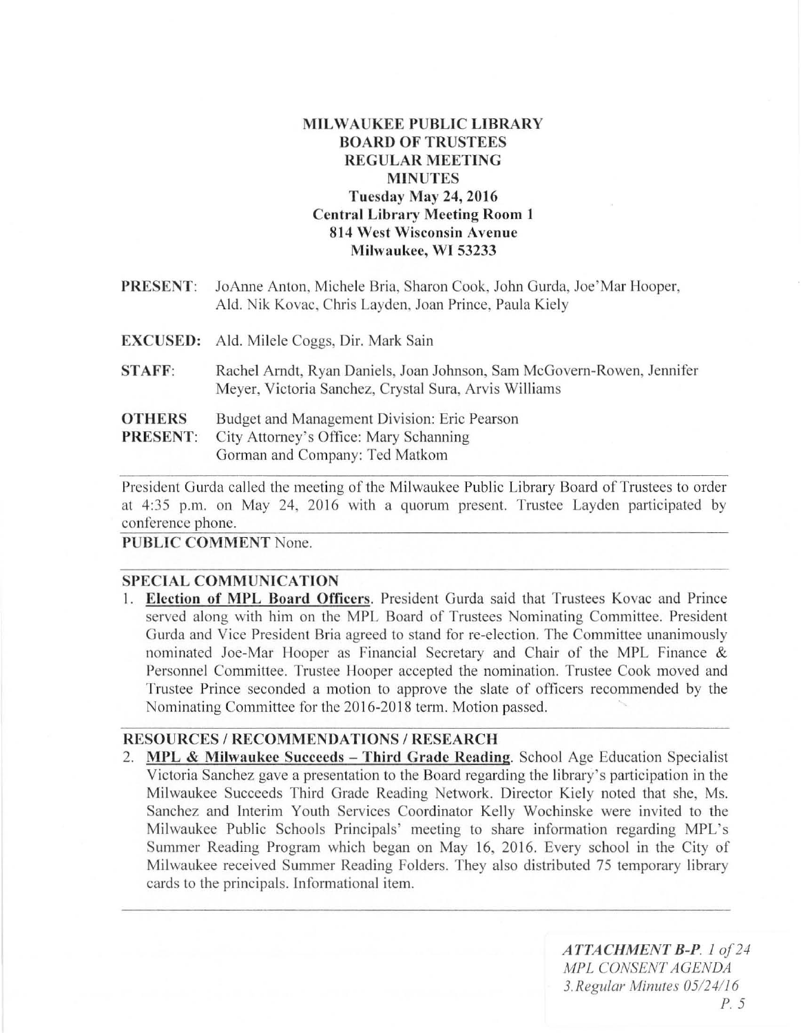# MILWAUKEE PUBLIC LIBRARY
## BOARD OF TRUSTEES
## REGULAR MEETING
## MINUTES

**Tuesday May 24, 2016**
**Central Library Meeting Room 1**
**814 West Wisconsin Avenue**
**Milwaukee, WI 53233**

**PRESENT:** JoAnne Anton, Michele Bria, Sharon Cook, John Gurda, Joe'Mar Hooper, Ald. Nik Kovac, Chris Layden, Joan Prince, Paula Kiely

**EXCUSED:** Ald. Milele Coggs, Dir. Mark Sain

**STAFF:** Rachel Arndt, Ryan Daniels, Joan Johnson, Sam McGovern-Rowen, Jennifer Meyer, Victoria Sanchez, Crystal Sura, Arvis Williams

**OTHERS PRESENT:** Budget and Management Division: Eric Pearson
City Attorney's Office: Mary Schanning
Gorman and Company: Ted Matkom

President Gurda called the meeting of the Milwaukee Public Library Board of Trustees to order at 4:35 p.m. on May 24, 2016 with a quorum present. Trustee Layden participated by conference phone.

**PUBLIC COMMENT** None.

**SPECIAL COMMUNICATION**

1. **Election of MPL Board Officers**. President Gurda said that Trustees Kovac and Prince served along with him on the MPL Board of Trustees Nominating Committee. President Gurda and Vice President Bria agreed to stand for re-election. The Committee unanimously nominated Joe-Mar Hooper as Financial Secretary and Chair of the MPL Finance & Personnel Committee. Trustee Hooper accepted the nomination. Trustee Cook moved and Trustee Prince seconded a motion to approve the slate of officers recommended by the Nominating Committee for the 2016-2018 term. Motion passed.

**RESOURCES / RECOMMENDATIONS / RESEARCH**

2. **MPL & Milwaukee Succeeds – Third Grade Reading**. School Age Education Specialist Victoria Sanchez gave a presentation to the Board regarding the library's participation in the Milwaukee Succeeds Third Grade Reading Network. Director Kiely noted that she, Ms. Sanchez and Interim Youth Services Coordinator Kelly Wochinske were invited to the Milwaukee Public Schools Principals' meeting to share information regarding MPL's Summer Reading Program which began on May 16, 2016. Every school in the City of Milwaukee received Summer Reading Folders. They also distributed 75 temporary library cards to the principals. Informational item.

***ATTACHMENT B-P.** 1 of 24*
*MPL CONSENT AGENDA*
*3. Regular Minutes 05/24/16*
*P. 5*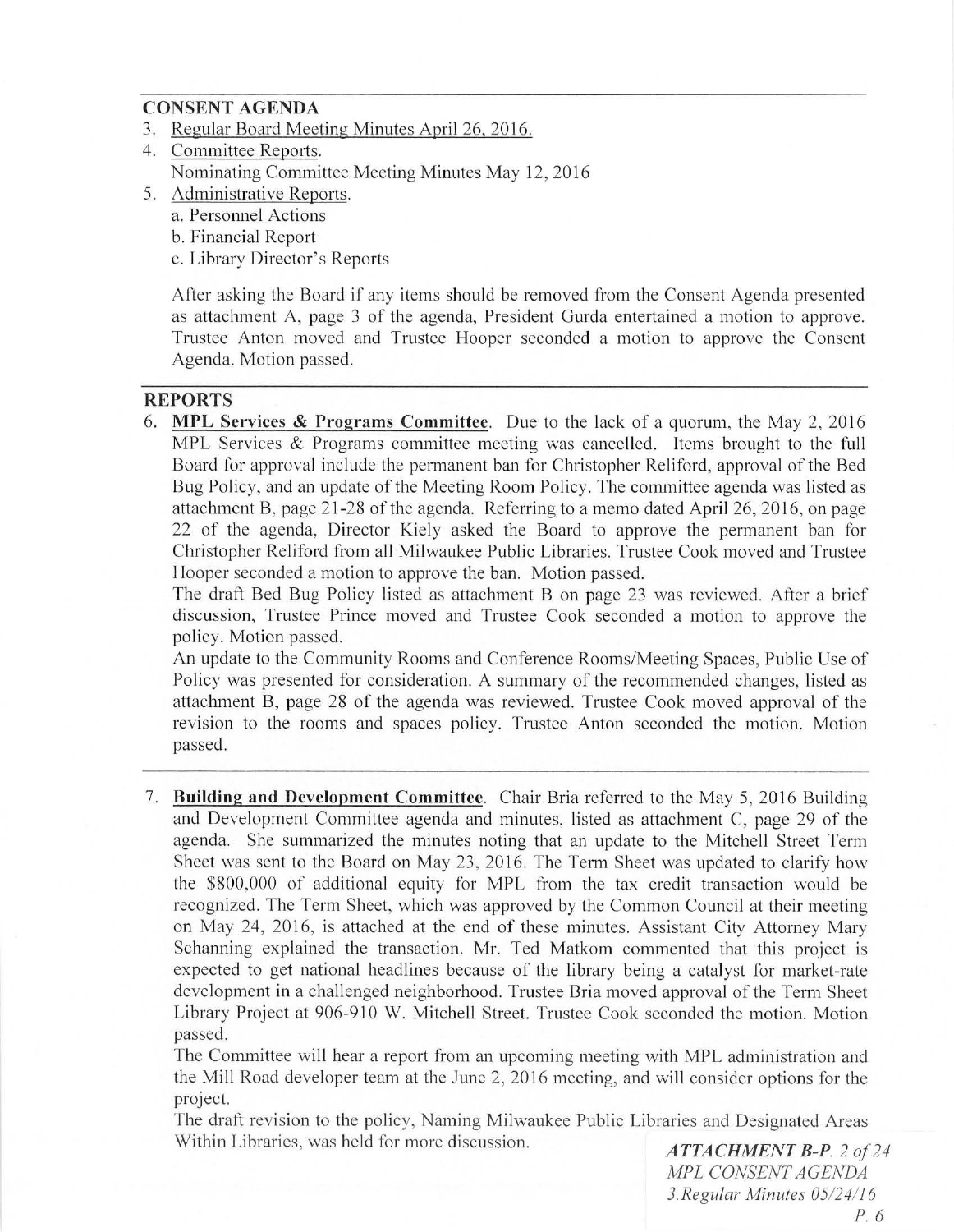## CONSENT AGENDA

3. Regular Board Meeting Minutes April 26, 2016.
4. Committee Reports.
   Nominating Committee Meeting Minutes May 12, 2016
5. Administrative Reports.
   a. Personnel Actions
   b. Financial Report
   c. Library Director's Reports

   After asking the Board if any items should be removed from the Consent Agenda presented as attachment A, page 3 of the agenda, President Gurda entertained a motion to approve. Trustee Anton moved and Trustee Hooper seconded a motion to approve the Consent Agenda. Motion passed.

## REPORTS

6. **MPL Services & Programs Committee**. Due to the lack of a quorum, the May 2, 2016 MPL Services & Programs committee meeting was cancelled. Items brought to the full Board for approval include the permanent ban for Christopher Reliford, approval of the Bed Bug Policy, and an update of the Meeting Room Policy. The committee agenda was listed as attachment B, page 21-28 of the agenda. Referring to a memo dated April 26, 2016, on page 22 of the agenda, Director Kiely asked the Board to approve the permanent ban for Christopher Reliford from all Milwaukee Public Libraries. Trustee Cook moved and Trustee Hooper seconded a motion to approve the ban. Motion passed.
   The draft Bed Bug Policy listed as attachment B on page 23 was reviewed. After a brief discussion, Trustee Prince moved and Trustee Cook seconded a motion to approve the policy. Motion passed.
   An update to the Community Rooms and Conference Rooms/Meeting Spaces, Public Use of Policy was presented for consideration. A summary of the recommended changes, listed as attachment B, page 28 of the agenda was reviewed. Trustee Cook moved approval of the revision to the rooms and spaces policy. Trustee Anton seconded the motion. Motion passed.

7. **Building and Development Committee**. Chair Bria referred to the May 5, 2016 Building and Development Committee agenda and minutes, listed as attachment C, page 29 of the agenda. She summarized the minutes noting that an update to the Mitchell Street Term Sheet was sent to the Board on May 23, 2016. The Term Sheet was updated to clarify how the $800,000 of additional equity for MPL from the tax credit transaction would be recognized. The Term Sheet, which was approved by the Common Council at their meeting on May 24, 2016, is attached at the end of these minutes. Assistant City Attorney Mary Schanning explained the transaction. Mr. Ted Matkom commented that this project is expected to get national headlines because of the library being a catalyst for market-rate development in a challenged neighborhood. Trustee Bria moved approval of the Term Sheet Library Project at 906-910 W. Mitchell Street. Trustee Cook seconded the motion. Motion passed.
   The Committee will hear a report from an upcoming meeting with MPL administration and the Mill Road developer team at the June 2, 2016 meeting, and will consider options for the project.
   The draft revision to the policy, Naming Milwaukee Public Libraries and Designated Areas Within Libraries, was held for more discussion.

***ATTACHMENT B-P.*** *2 of 24*
*MPL CONSENT AGENDA*
*3.Regular Minutes 05/24/16*
*P. 6*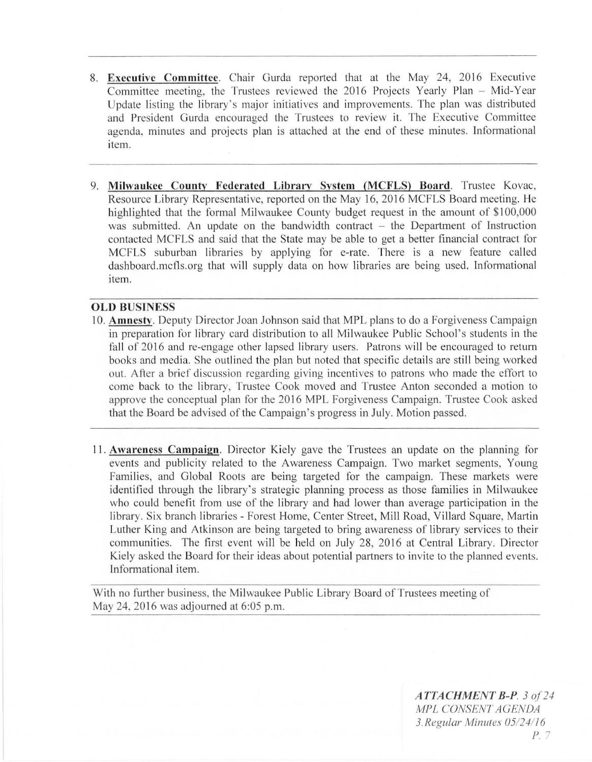8. **Executive Committee**. Chair Gurda reported that at the May 24, 2016 Executive Committee meeting, the Trustees reviewed the 2016 Projects Yearly Plan – Mid-Year Update listing the library's major initiatives and improvements. The plan was distributed and President Gurda encouraged the Trustees to review it. The Executive Committee agenda, minutes and projects plan is attached at the end of these minutes. Informational item.

9. **Milwaukee County Federated Library System (MCFLS) Board**. Trustee Kovac, Resource Library Representative, reported on the May 16, 2016 MCFLS Board meeting. He highlighted that the formal Milwaukee County budget request in the amount of $100,000 was submitted. An update on the bandwidth contract – the Department of Instruction contacted MCFLS and said that the State may be able to get a better financial contract for MCFLS suburban libraries by applying for e-rate. There is a new feature called dashboard.mcfls.org that will supply data on how libraries are being used. Informational item.

**OLD BUSINESS**

10. **Amnesty**. Deputy Director Joan Johnson said that MPL plans to do a Forgiveness Campaign in preparation for library card distribution to all Milwaukee Public School's students in the fall of 2016 and re-engage other lapsed library users. Patrons will be encouraged to return books and media. She outlined the plan but noted that specific details are still being worked out. After a brief discussion regarding giving incentives to patrons who made the effort to come back to the library, Trustee Cook moved and Trustee Anton seconded a motion to approve the conceptual plan for the 2016 MPL Forgiveness Campaign. Trustee Cook asked that the Board be advised of the Campaign's progress in July. Motion passed.

11. **Awareness Campaign**. Director Kiely gave the Trustees an update on the planning for events and publicity related to the Awareness Campaign. Two market segments, Young Families, and Global Roots are being targeted for the campaign. These markets were identified through the library's strategic planning process as those families in Milwaukee who could benefit from use of the library and had lower than average participation in the library. Six branch libraries - Forest Home, Center Street, Mill Road, Villard Square, Martin Luther King and Atkinson are being targeted to bring awareness of library services to their communities. The first event will be held on July 28, 2016 at Central Library. Director Kiely asked the Board for their ideas about potential partners to invite to the planned events. Informational item.

With no further business, the Milwaukee Public Library Board of Trustees meeting of May 24, 2016 was adjourned at 6:05 p.m.

***ATTACHMENT B-P.** 3 of 24*
*MPL CONSENT AGENDA*
*3.Regular Minutes 05/24/16*